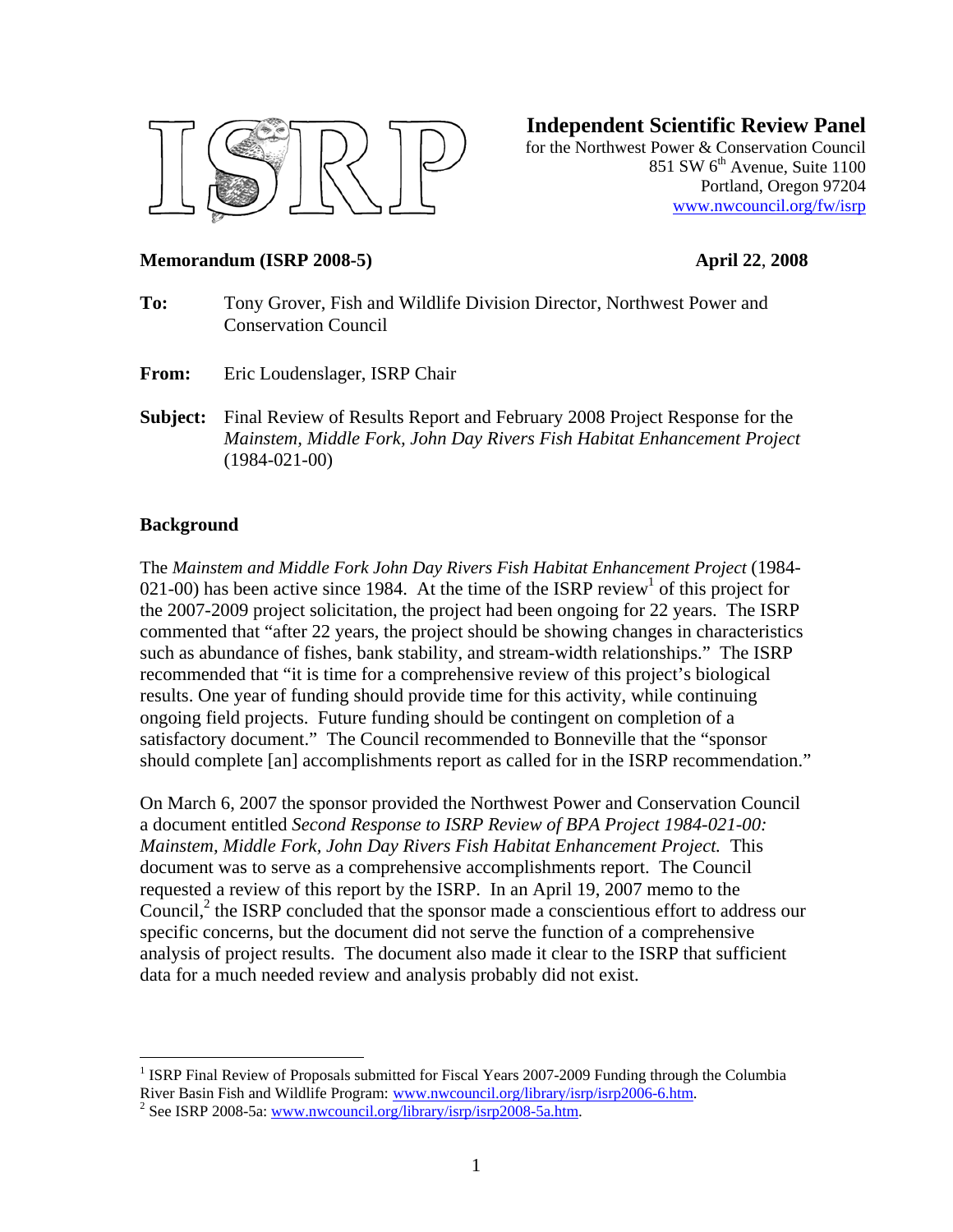**Independent Scientific Review Panel**
for the Northwest Power & Conservation Council
851 SW 6th Avenue, Suite 1100
Portland, Oregon 97204
www.nwcouncil.org/fw/isrp

**Memorandum (ISRP 2008-5)** **April 22, 2008**

**To:** Tony Grover, Fish and Wildlife Division Director, Northwest Power and Conservation Council

**From:** Eric Loudenslager, ISRP Chair

**Subject:** Final Review of Results Report and February 2008 Project Response for the *Mainstem, Middle Fork, John Day Rivers Fish Habitat Enhancement Project* (1984-021-00)

## Background

The *Mainstem and Middle Fork John Day Rivers Fish Habitat Enhancement Project* (1984-021-00) has been active since 1984. At the time of the ISRP review[1] of this project for the 2007-2009 project solicitation, the project had been ongoing for 22 years. The ISRP commented that "after 22 years, the project should be showing changes in characteristics such as abundance of fishes, bank stability, and stream-width relationships." The ISRP recommended that "it is time for a comprehensive review of this project's biological results. One year of funding should provide time for this activity, while continuing ongoing field projects. Future funding should be contingent on completion of a satisfactory document." The Council recommended to Bonneville that the "sponsor should complete [an] accomplishments report as called for in the ISRP recommendation."

On March 6, 2007 the sponsor provided the Northwest Power and Conservation Council a document entitled *Second Response to ISRP Review of BPA Project 1984-021-00: Mainstem, Middle Fork, John Day Rivers Fish Habitat Enhancement Project.* This document was to serve as a comprehensive accomplishments report. The Council requested a review of this report by the ISRP. In an April 19, 2007 memo to the Council,[2] the ISRP concluded that the sponsor made a conscientious effort to address our specific concerns, but the document did not serve the function of a comprehensive analysis of project results. The document also made it clear to the ISRP that sufficient data for a much needed review and analysis probably did not exist.

---

[1] ISRP Final Review of Proposals submitted for Fiscal Years 2007-2009 Funding through the Columbia River Basin Fish and Wildlife Program: www.nwcouncil.org/library/isrp/isrp2006-6.htm.

[2] See ISRP 2008-5a: www.nwcouncil.org/library/isrp/isrp2008-5a.htm.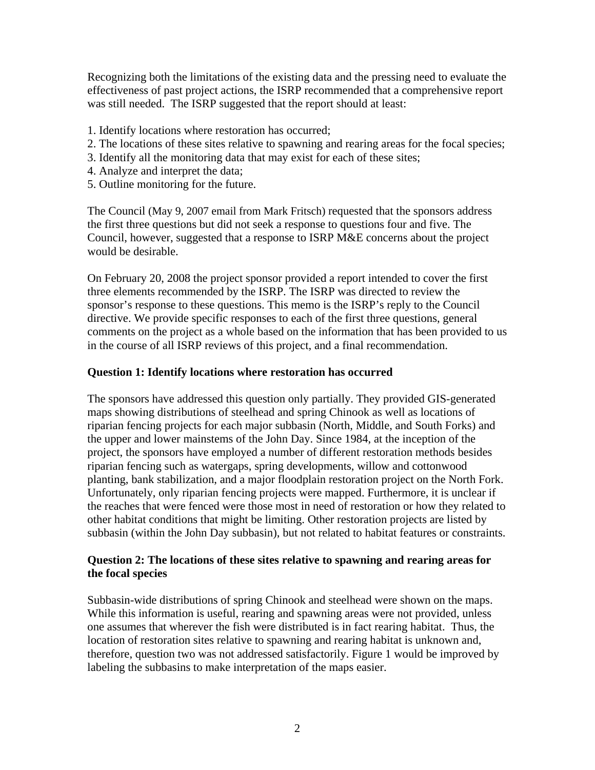Recognizing both the limitations of the existing data and the pressing need to evaluate the effectiveness of past project actions, the ISRP recommended that a comprehensive report was still needed. The ISRP suggested that the report should at least:

1. Identify locations where restoration has occurred;
2. The locations of these sites relative to spawning and rearing areas for the focal species;
3. Identify all the monitoring data that may exist for each of these sites;
4. Analyze and interpret the data;
5. Outline monitoring for the future.

The Council (May 9, 2007 email from Mark Fritsch) requested that the sponsors address the first three questions but did not seek a response to questions four and five. The Council, however, suggested that a response to ISRP M&E concerns about the project would be desirable.

On February 20, 2008 the project sponsor provided a report intended to cover the first three elements recommended by the ISRP. The ISRP was directed to review the sponsor's response to these questions. This memo is the ISRP's reply to the Council directive. We provide specific responses to each of the first three questions, general comments on the project as a whole based on the information that has been provided to us in the course of all ISRP reviews of this project, and a final recommendation.

**Question 1: Identify locations where restoration has occurred**

The sponsors have addressed this question only partially. They provided GIS-generated maps showing distributions of steelhead and spring Chinook as well as locations of riparian fencing projects for each major subbasin (North, Middle, and South Forks) and the upper and lower mainstems of the John Day. Since 1984, at the inception of the project, the sponsors have employed a number of different restoration methods besides riparian fencing such as watergaps, spring developments, willow and cottonwood planting, bank stabilization, and a major floodplain restoration project on the North Fork. Unfortunately, only riparian fencing projects were mapped. Furthermore, it is unclear if the reaches that were fenced were those most in need of restoration or how they related to other habitat conditions that might be limiting. Other restoration projects are listed by subbasin (within the John Day subbasin), but not related to habitat features or constraints.

**Question 2: The locations of these sites relative to spawning and rearing areas for the focal species**

Subbasin-wide distributions of spring Chinook and steelhead were shown on the maps. While this information is useful, rearing and spawning areas were not provided, unless one assumes that wherever the fish were distributed is in fact rearing habitat. Thus, the location of restoration sites relative to spawning and rearing habitat is unknown and, therefore, question two was not addressed satisfactorily. Figure 1 would be improved by labeling the subbasins to make interpretation of the maps easier.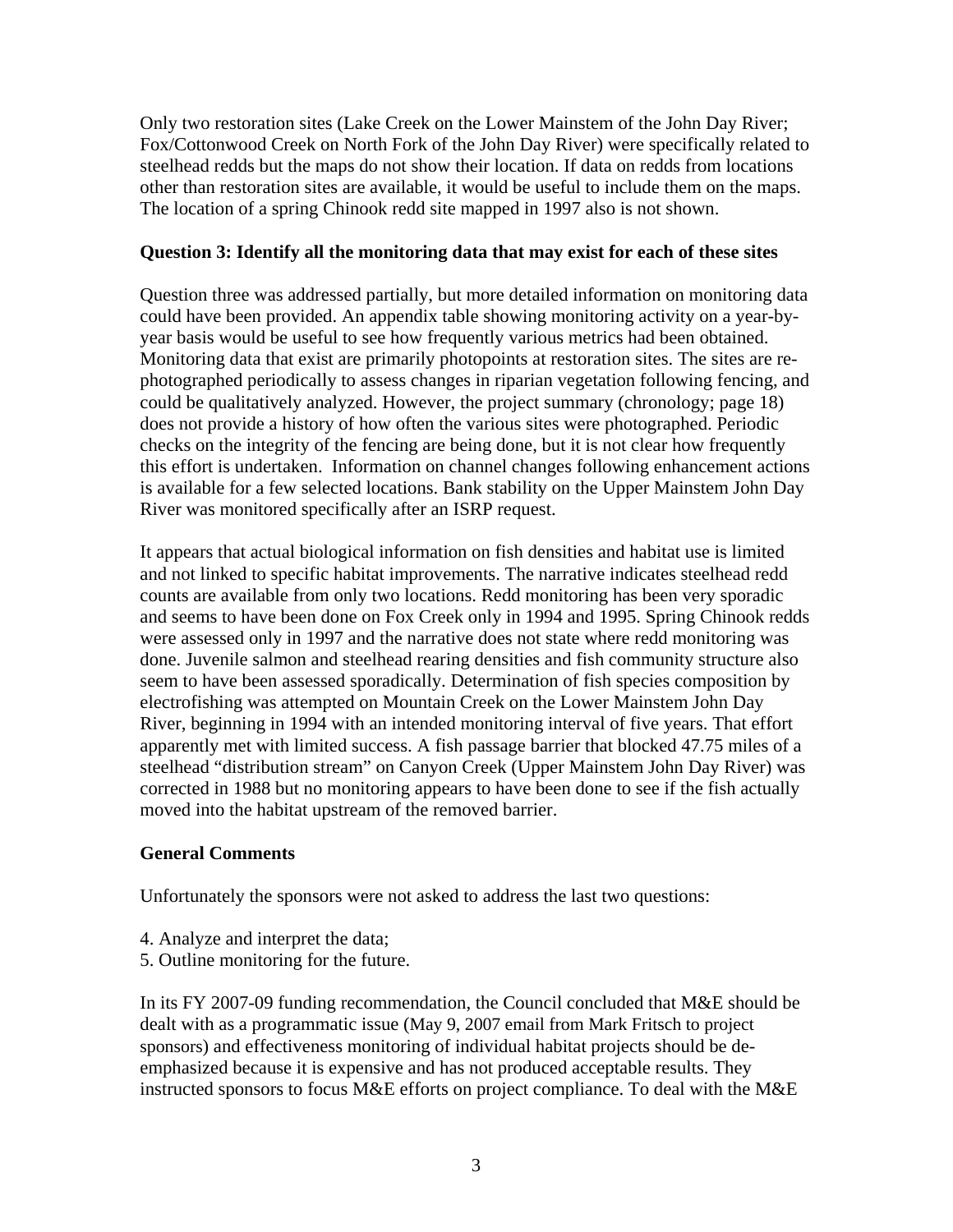Only two restoration sites (Lake Creek on the Lower Mainstem of the John Day River; Fox/Cottonwood Creek on North Fork of the John Day River) were specifically related to steelhead redds but the maps do not show their location. If data on redds from locations other than restoration sites are available, it would be useful to include them on the maps. The location of a spring Chinook redd site mapped in 1997 also is not shown.

**Question 3: Identify all the monitoring data that may exist for each of these sites**

Question three was addressed partially, but more detailed information on monitoring data could have been provided. An appendix table showing monitoring activity on a year-by-year basis would be useful to see how frequently various metrics had been obtained. Monitoring data that exist are primarily photopoints at restoration sites. The sites are re-photographed periodically to assess changes in riparian vegetation following fencing, and could be qualitatively analyzed. However, the project summary (chronology; page 18) does not provide a history of how often the various sites were photographed. Periodic checks on the integrity of the fencing are being done, but it is not clear how frequently this effort is undertaken. Information on channel changes following enhancement actions is available for a few selected locations. Bank stability on the Upper Mainstem John Day River was monitored specifically after an ISRP request.

It appears that actual biological information on fish densities and habitat use is limited and not linked to specific habitat improvements. The narrative indicates steelhead redd counts are available from only two locations. Redd monitoring has been very sporadic and seems to have been done on Fox Creek only in 1994 and 1995. Spring Chinook redds were assessed only in 1997 and the narrative does not state where redd monitoring was done. Juvenile salmon and steelhead rearing densities and fish community structure also seem to have been assessed sporadically. Determination of fish species composition by electrofishing was attempted on Mountain Creek on the Lower Mainstem John Day River, beginning in 1994 with an intended monitoring interval of five years. That effort apparently met with limited success. A fish passage barrier that blocked 47.75 miles of a steelhead "distribution stream" on Canyon Creek (Upper Mainstem John Day River) was corrected in 1988 but no monitoring appears to have been done to see if the fish actually moved into the habitat upstream of the removed barrier.

**General Comments**

Unfortunately the sponsors were not asked to address the last two questions:

4. Analyze and interpret the data;
5. Outline monitoring for the future.

In its FY 2007-09 funding recommendation, the Council concluded that M&E should be dealt with as a programmatic issue (May 9, 2007 email from Mark Fritsch to project sponsors) and effectiveness monitoring of individual habitat projects should be de-emphasized because it is expensive and has not produced acceptable results. They instructed sponsors to focus M&E efforts on project compliance. To deal with the M&E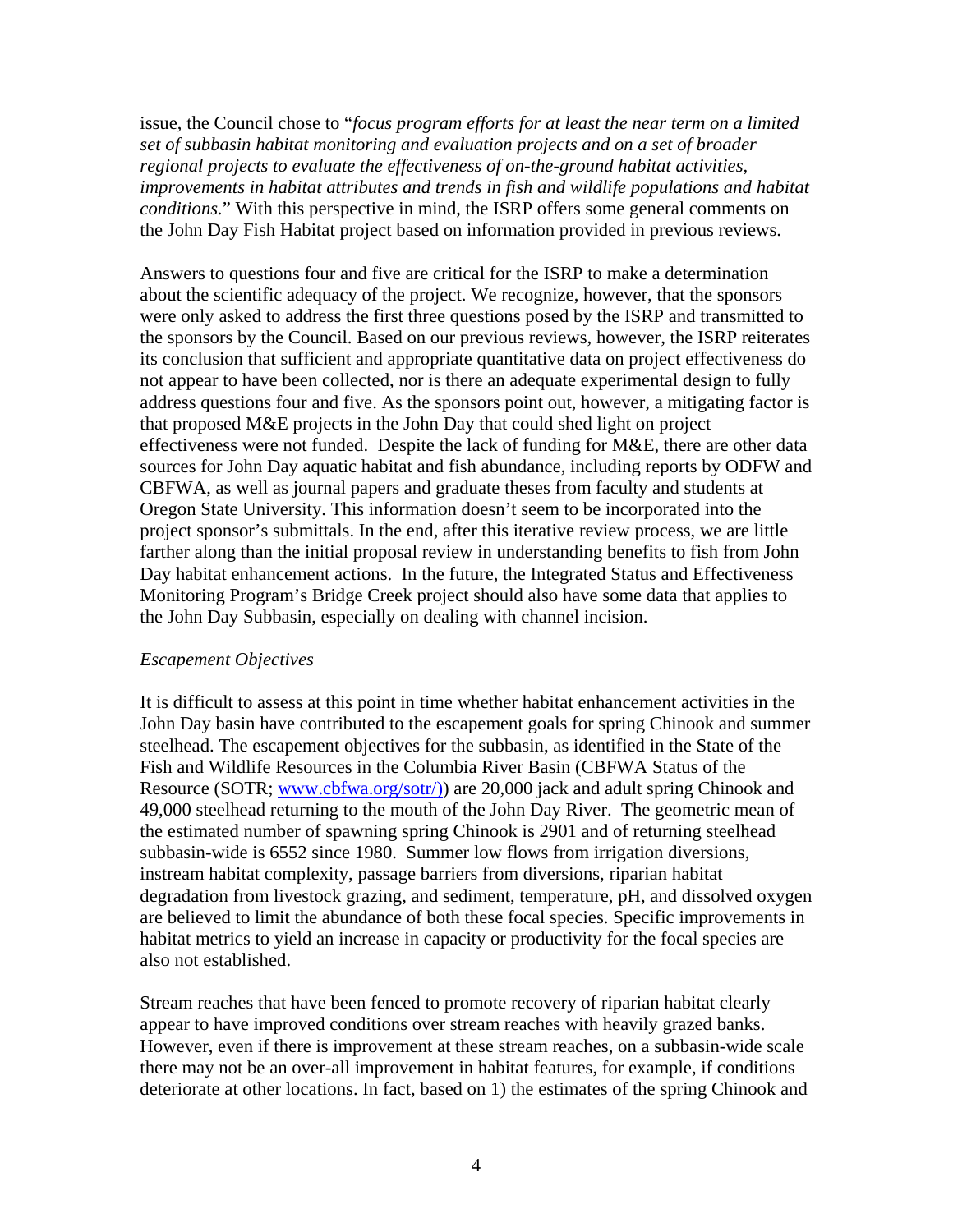issue, the Council chose to "*focus program efforts for at least the near term on a limited set of subbasin habitat monitoring and evaluation projects and on a set of broader regional projects to evaluate the effectiveness of on-the-ground habitat activities, improvements in habitat attributes and trends in fish and wildlife populations and habitat conditions.*" With this perspective in mind, the ISRP offers some general comments on the John Day Fish Habitat project based on information provided in previous reviews.

Answers to questions four and five are critical for the ISRP to make a determination about the scientific adequacy of the project. We recognize, however, that the sponsors were only asked to address the first three questions posed by the ISRP and transmitted to the sponsors by the Council. Based on our previous reviews, however, the ISRP reiterates its conclusion that sufficient and appropriate quantitative data on project effectiveness do not appear to have been collected, nor is there an adequate experimental design to fully address questions four and five. As the sponsors point out, however, a mitigating factor is that proposed M&E projects in the John Day that could shed light on project effectiveness were not funded. Despite the lack of funding for M&E, there are other data sources for John Day aquatic habitat and fish abundance, including reports by ODFW and CBFWA, as well as journal papers and graduate theses from faculty and students at Oregon State University. This information doesn't seem to be incorporated into the project sponsor's submittals. In the end, after this iterative review process, we are little farther along than the initial proposal review in understanding benefits to fish from John Day habitat enhancement actions. In the future, the Integrated Status and Effectiveness Monitoring Program's Bridge Creek project should also have some data that applies to the John Day Subbasin, especially on dealing with channel incision.

*Escapement Objectives*

It is difficult to assess at this point in time whether habitat enhancement activities in the John Day basin have contributed to the escapement goals for spring Chinook and summer steelhead. The escapement objectives for the subbasin, as identified in the State of the Fish and Wildlife Resources in the Columbia River Basin (CBFWA Status of the Resource (SOTR; www.cbfwa.org/sotr/)) are 20,000 jack and adult spring Chinook and 49,000 steelhead returning to the mouth of the John Day River. The geometric mean of the estimated number of spawning spring Chinook is 2901 and of returning steelhead subbasin-wide is 6552 since 1980. Summer low flows from irrigation diversions, instream habitat complexity, passage barriers from diversions, riparian habitat degradation from livestock grazing, and sediment, temperature, pH, and dissolved oxygen are believed to limit the abundance of both these focal species. Specific improvements in habitat metrics to yield an increase in capacity or productivity for the focal species are also not established.

Stream reaches that have been fenced to promote recovery of riparian habitat clearly appear to have improved conditions over stream reaches with heavily grazed banks. However, even if there is improvement at these stream reaches, on a subbasin-wide scale there may not be an over-all improvement in habitat features, for example, if conditions deteriorate at other locations. In fact, based on 1) the estimates of the spring Chinook and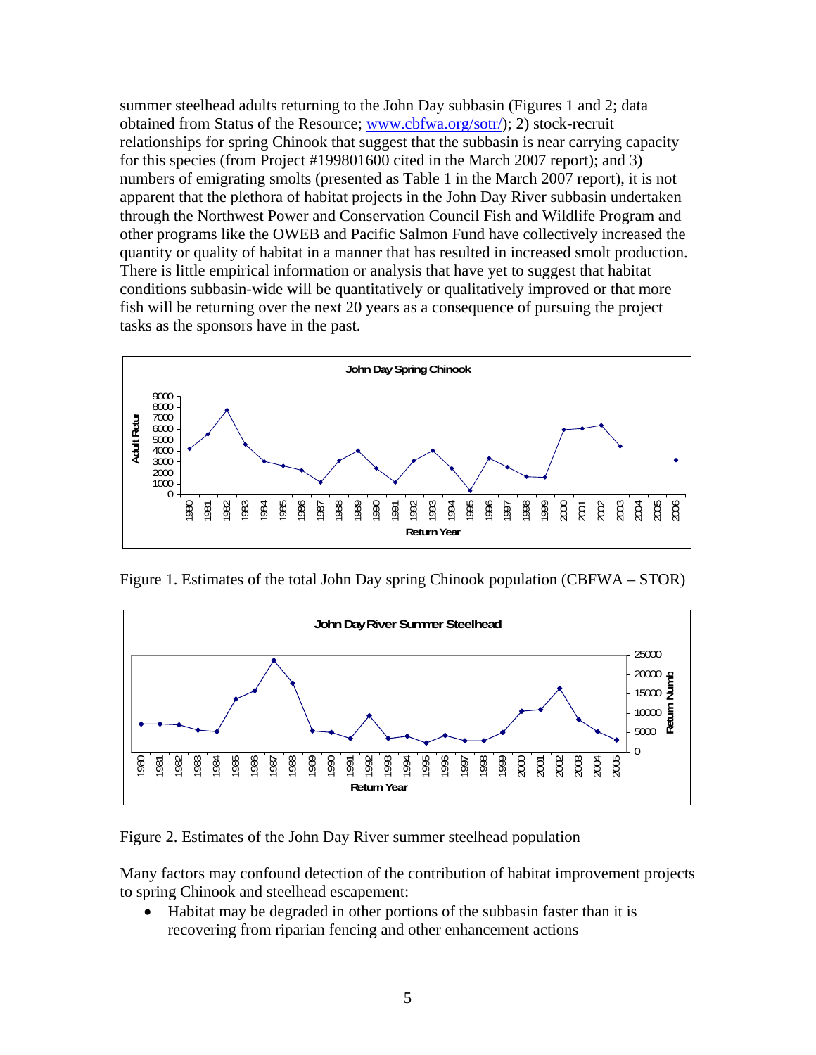summer steelhead adults returning to the John Day subbasin (Figures 1 and 2; data obtained from Status of the Resource; www.cbfwa.org/sotr/); 2) stock-recruit relationships for spring Chinook that suggest that the subbasin is near carrying capacity for this species (from Project #199801600 cited in the March 2007 report); and 3) numbers of emigrating smolts (presented as Table 1 in the March 2007 report), it is not apparent that the plethora of habitat projects in the John Day River subbasin undertaken through the Northwest Power and Conservation Council Fish and Wildlife Program and other programs like the OWEB and Pacific Salmon Fund have collectively increased the quantity or quality of habitat in a manner that has resulted in increased smolt production. There is little empirical information or analysis that have yet to suggest that habitat conditions subbasin-wide will be quantitatively or qualitatively improved or that more fish will be returning over the next 20 years as a consequence of pursuing the project tasks as the sponsors have in the past.

Figure 1. Estimates of the total John Day spring Chinook population (CBFWA – STOR)

Figure 2. Estimates of the John Day River summer steelhead population

Many factors may confound detection of the contribution of habitat improvement projects to spring Chinook and steelhead escapement:

- Habitat may be degraded in other portions of the subbasin faster than it is recovering from riparian fencing and other enhancement actions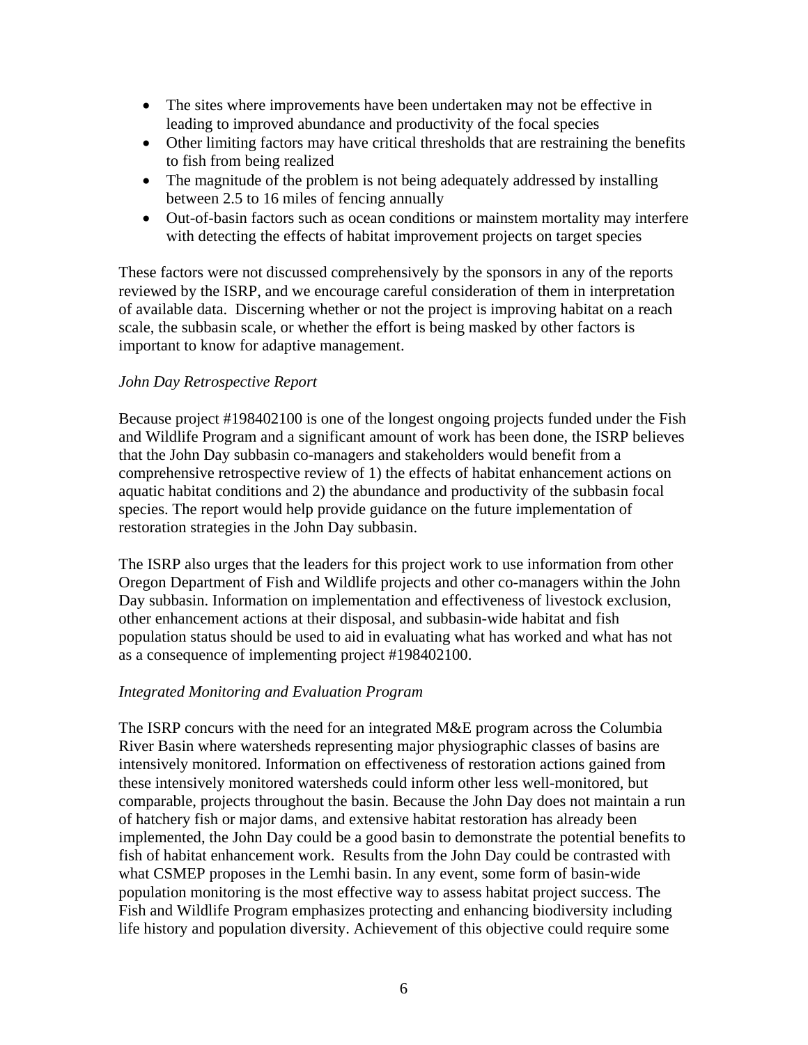- The sites where improvements have been undertaken may not be effective in leading to improved abundance and productivity of the focal species
- Other limiting factors may have critical thresholds that are restraining the benefits to fish from being realized
- The magnitude of the problem is not being adequately addressed by installing between 2.5 to 16 miles of fencing annually
- Out-of-basin factors such as ocean conditions or mainstem mortality may interfere with detecting the effects of habitat improvement projects on target species

These factors were not discussed comprehensively by the sponsors in any of the reports reviewed by the ISRP, and we encourage careful consideration of them in interpretation of available data. Discerning whether or not the project is improving habitat on a reach scale, the subbasin scale, or whether the effort is being masked by other factors is important to know for adaptive management.

*John Day Retrospective Report*

Because project #198402100 is one of the longest ongoing projects funded under the Fish and Wildlife Program and a significant amount of work has been done, the ISRP believes that the John Day subbasin co-managers and stakeholders would benefit from a comprehensive retrospective review of 1) the effects of habitat enhancement actions on aquatic habitat conditions and 2) the abundance and productivity of the subbasin focal species. The report would help provide guidance on the future implementation of restoration strategies in the John Day subbasin.

The ISRP also urges that the leaders for this project work to use information from other Oregon Department of Fish and Wildlife projects and other co-managers within the John Day subbasin. Information on implementation and effectiveness of livestock exclusion, other enhancement actions at their disposal, and subbasin-wide habitat and fish population status should be used to aid in evaluating what has worked and what has not as a consequence of implementing project #198402100.

*Integrated Monitoring and Evaluation Program*

The ISRP concurs with the need for an integrated M&E program across the Columbia River Basin where watersheds representing major physiographic classes of basins are intensively monitored. Information on effectiveness of restoration actions gained from these intensively monitored watersheds could inform other less well-monitored, but comparable, projects throughout the basin. Because the John Day does not maintain a run of hatchery fish or major dams, and extensive habitat restoration has already been implemented, the John Day could be a good basin to demonstrate the potential benefits to fish of habitat enhancement work. Results from the John Day could be contrasted with what CSMEP proposes in the Lemhi basin. In any event, some form of basin-wide population monitoring is the most effective way to assess habitat project success. The Fish and Wildlife Program emphasizes protecting and enhancing biodiversity including life history and population diversity. Achievement of this objective could require some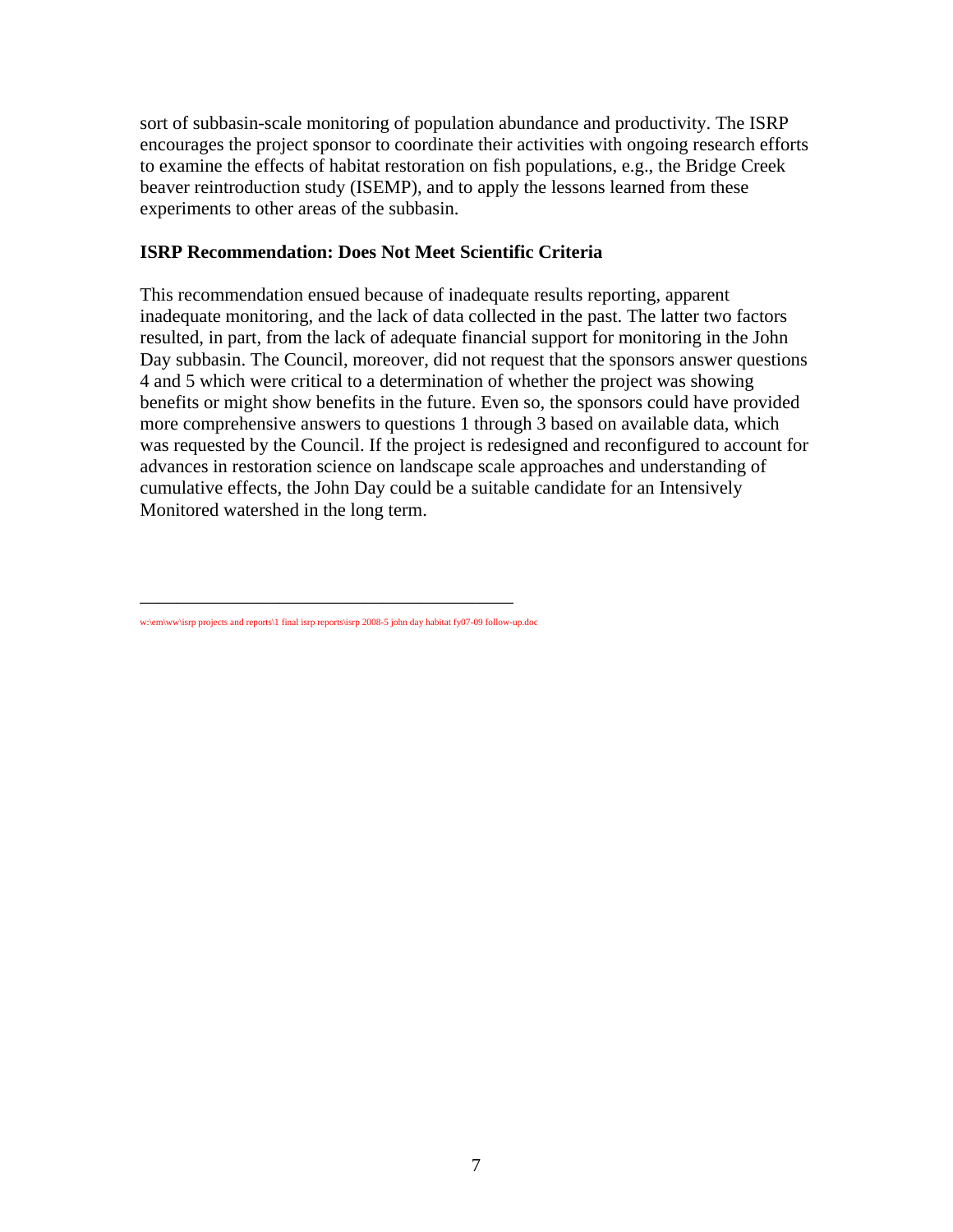sort of subbasin-scale monitoring of population abundance and productivity. The ISRP encourages the project sponsor to coordinate their activities with ongoing research efforts to examine the effects of habitat restoration on fish populations, e.g., the Bridge Creek beaver reintroduction study (ISEMP), and to apply the lessons learned from these experiments to other areas of the subbasin.

### ISRP Recommendation: Does Not Meet Scientific Criteria

This recommendation ensued because of inadequate results reporting, apparent inadequate monitoring, and the lack of data collected in the past. The latter two factors resulted, in part, from the lack of adequate financial support for monitoring in the John Day subbasin. The Council, moreover, did not request that the sponsors answer questions 4 and 5 which were critical to a determination of whether the project was showing benefits or might show benefits in the future. Even so, the sponsors could have provided more comprehensive answers to questions 1 through 3 based on available data, which was requested by the Council. If the project is redesigned and reconfigured to account for advances in restoration science on landscape scale approaches and understanding of cumulative effects, the John Day could be a suitable candidate for an Intensively Monitored watershed in the long term.

---

w:\em\ww\isrp projects and reports\1 final isrp reports\isrp 2008-5 john day habitat fy07-09 follow-up.doc